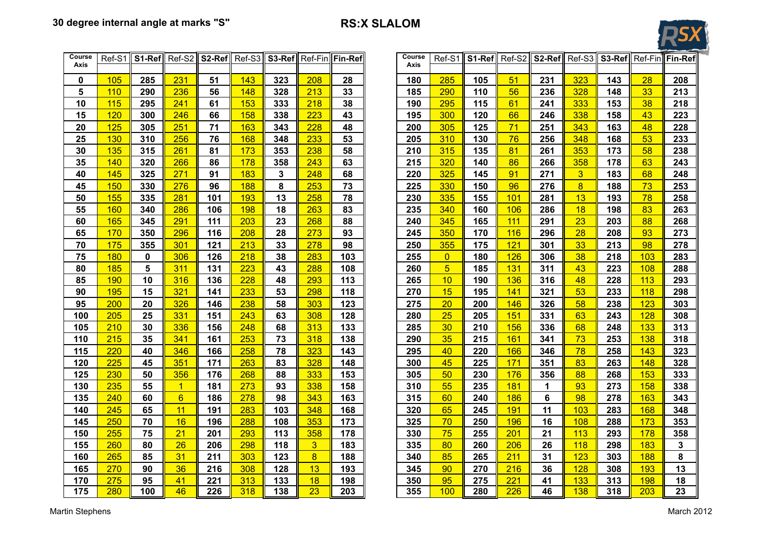**30 degree internal angle at marks "S"**

# RS:X SLALOM

| Course Axis | Ref-S1 | S1-Ref | Ref-S2 | S2-Ref | Ref-S3 | S3-Ref | Ref-Fin | Fin-Ref |
|---|---|---|---|---|---|---|---|---|
| 0 | 105 | 285 | 231 | 51 | 143 | 323 | 208 | 28 |
| 5 | 110 | 290 | 236 | 56 | 148 | 328 | 213 | 33 |
| 10 | 115 | 295 | 241 | 61 | 153 | 333 | 218 | 38 |
| 15 | 120 | 300 | 246 | 66 | 158 | 338 | 223 | 43 |
| 20 | 125 | 305 | 251 | 71 | 163 | 343 | 228 | 48 |
| 25 | 130 | 310 | 256 | 76 | 168 | 348 | 233 | 53 |
| 30 | 135 | 315 | 261 | 81 | 173 | 353 | 238 | 58 |
| 35 | 140 | 320 | 266 | 86 | 178 | 358 | 243 | 63 |
| 40 | 145 | 325 | 271 | 91 | 183 | 3 | 248 | 68 |
| 45 | 150 | 330 | 276 | 96 | 188 | 8 | 253 | 73 |
| 50 | 155 | 335 | 281 | 101 | 193 | 13 | 258 | 78 |
| 55 | 160 | 340 | 286 | 106 | 198 | 18 | 263 | 83 |
| 60 | 165 | 345 | 291 | 111 | 203 | 23 | 268 | 88 |
| 65 | 170 | 350 | 296 | 116 | 208 | 28 | 273 | 93 |
| 70 | 175 | 355 | 301 | 121 | 213 | 33 | 278 | 98 |
| 75 | 180 | 0 | 306 | 126 | 218 | 38 | 283 | 103 |
| 80 | 185 | 5 | 311 | 131 | 223 | 43 | 288 | 108 |
| 85 | 190 | 10 | 316 | 136 | 228 | 48 | 293 | 113 |
| 90 | 195 | 15 | 321 | 141 | 233 | 53 | 298 | 118 |
| 95 | 200 | 20 | 326 | 146 | 238 | 58 | 303 | 123 |
| 100 | 205 | 25 | 331 | 151 | 243 | 63 | 308 | 128 |
| 105 | 210 | 30 | 336 | 156 | 248 | 68 | 313 | 133 |
| 110 | 215 | 35 | 341 | 161 | 253 | 73 | 318 | 138 |
| 115 | 220 | 40 | 346 | 166 | 258 | 78 | 323 | 143 |
| 120 | 225 | 45 | 351 | 171 | 263 | 83 | 328 | 148 |
| 125 | 230 | 50 | 356 | 176 | 268 | 88 | 333 | 153 |
| 130 | 235 | 55 | 1 | 181 | 273 | 93 | 338 | 158 |
| 135 | 240 | 60 | 6 | 186 | 278 | 98 | 343 | 163 |
| 140 | 245 | 65 | 11 | 191 | 283 | 103 | 348 | 168 |
| 145 | 250 | 70 | 16 | 196 | 288 | 108 | 353 | 173 |
| 150 | 255 | 75 | 21 | 201 | 293 | 113 | 358 | 178 |
| 155 | 260 | 80 | 26 | 206 | 298 | 118 | 3 | 183 |
| 160 | 265 | 85 | 31 | 211 | 303 | 123 | 8 | 188 |
| 165 | 270 | 90 | 36 | 216 | 308 | 128 | 13 | 193 |
| 170 | 275 | 95 | 41 | 221 | 313 | 133 | 18 | 198 |
| 175 | 280 | 100 | 46 | 226 | 318 | 138 | 23 | 203 |

| Course Axis | Ref-S1 | S1-Ref | Ref-S2 | S2-Ref | Ref-S3 | S3-Ref | Ref-Fin | Fin-Ref |
|---|---|---|---|---|---|---|---|---|
| 180 | 285 | 105 | 51 | 231 | 323 | 143 | 28 | 208 |
| 185 | 290 | 110 | 56 | 236 | 328 | 148 | 33 | 213 |
| 190 | 295 | 115 | 61 | 241 | 333 | 153 | 38 | 218 |
| 195 | 300 | 120 | 66 | 246 | 338 | 158 | 43 | 223 |
| 200 | 305 | 125 | 71 | 251 | 343 | 163 | 48 | 228 |
| 205 | 310 | 130 | 76 | 256 | 348 | 168 | 53 | 233 |
| 210 | 315 | 135 | 81 | 261 | 353 | 173 | 58 | 238 |
| 215 | 320 | 140 | 86 | 266 | 358 | 178 | 63 | 243 |
| 220 | 325 | 145 | 91 | 271 | 3 | 183 | 68 | 248 |
| 225 | 330 | 150 | 96 | 276 | 8 | 188 | 73 | 253 |
| 230 | 335 | 155 | 101 | 281 | 13 | 193 | 78 | 258 |
| 235 | 340 | 160 | 106 | 286 | 18 | 198 | 83 | 263 |
| 240 | 345 | 165 | 111 | 291 | 23 | 203 | 88 | 268 |
| 245 | 350 | 170 | 116 | 296 | 28 | 208 | 93 | 273 |
| 250 | 355 | 175 | 121 | 301 | 33 | 213 | 98 | 278 |
| 255 | 0 | 180 | 126 | 306 | 38 | 218 | 103 | 283 |
| 260 | 5 | 185 | 131 | 311 | 43 | 223 | 108 | 288 |
| 265 | 10 | 190 | 136 | 316 | 48 | 228 | 113 | 293 |
| 270 | 15 | 195 | 141 | 321 | 53 | 233 | 118 | 298 |
| 275 | 20 | 200 | 146 | 326 | 58 | 238 | 123 | 303 |
| 280 | 25 | 205 | 151 | 331 | 63 | 243 | 128 | 308 |
| 285 | 30 | 210 | 156 | 336 | 68 | 248 | 133 | 313 |
| 290 | 35 | 215 | 161 | 341 | 73 | 253 | 138 | 318 |
| 295 | 40 | 220 | 166 | 346 | 78 | 258 | 143 | 323 |
| 300 | 45 | 225 | 171 | 351 | 83 | 263 | 148 | 328 |
| 305 | 50 | 230 | 176 | 356 | 88 | 268 | 153 | 333 |
| 310 | 55 | 235 | 181 | 1 | 93 | 273 | 158 | 338 |
| 315 | 60 | 240 | 186 | 6 | 98 | 278 | 163 | 343 |
| 320 | 65 | 245 | 191 | 11 | 103 | 283 | 168 | 348 |
| 325 | 70 | 250 | 196 | 16 | 108 | 288 | 173 | 353 |
| 330 | 75 | 255 | 201 | 21 | 113 | 293 | 178 | 358 |
| 335 | 80 | 260 | 206 | 26 | 118 | 298 | 183 | 3 |
| 340 | 85 | 265 | 211 | 31 | 123 | 303 | 188 | 8 |
| 345 | 90 | 270 | 216 | 36 | 128 | 308 | 193 | 13 |
| 350 | 95 | 275 | 221 | 41 | 133 | 313 | 198 | 18 |
| 355 | 100 | 280 | 226 | 46 | 138 | 318 | 203 | 23 |

Martin Stephens

March 2012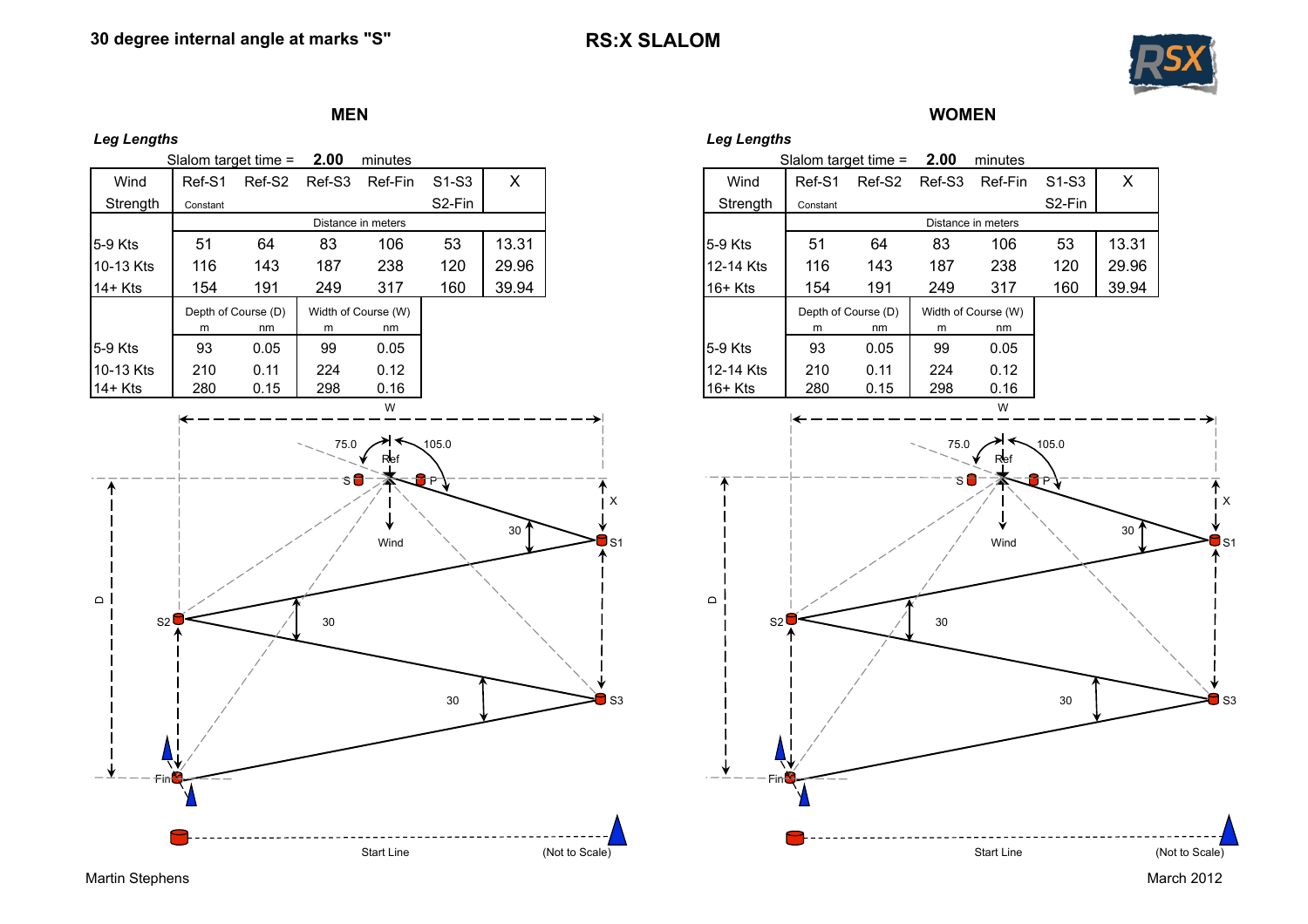**30 degree internal angle at marks "S"**

# RS:X SLALOM

## MEN

***Leg Lengths***

Slalom target time = **2.00** minutes

| Wind Strength | Ref-S1 Constant | Ref-S2 | Ref-S3 | Ref-Fin | S1-S3 S2-Fin | X |
|---|---|---|---|---|---|---|
| | Distance in meters | | | | | |
| 5-9 Kts | 51 | 64 | 83 | 106 | 53 | 13.31 |
| 10-13 Kts | 116 | 143 | 187 | 238 | 120 | 29.96 |
| 14+ Kts | 154 | 191 | 249 | 317 | 160 | 39.94 |

| | Depth of Course (D) | | Width of Course (W) | |
|---|---|---|---|---|
| | m | nm | m | nm |
| 5-9 Kts | 93 | 0.05 | 99 | 0.05 |
| 10-13 Kts | 210 | 0.11 | 224 | 0.12 |
| 14+ Kts | 280 | 0.15 | 298 | 0.16 |

W

75.0 105.0 Ref

S P

X

Wind

30

S1

D

S2

30

30

S3

Fin

Start Line (Not to Scale)

## WOMEN

***Leg Lengths***

Slalom target time = **2.00** minutes

| Wind Strength | Ref-S1 Constant | Ref-S2 | Ref-S3 | Ref-Fin | S1-S3 S2-Fin | X |
|---|---|---|---|---|---|---|
| | Distance in meters | | | | | |
| 5-9 Kts | 51 | 64 | 83 | 106 | 53 | 13.31 |
| 12-14 Kts | 116 | 143 | 187 | 238 | 120 | 29.96 |
| 16+ Kts | 154 | 191 | 249 | 317 | 160 | 39.94 |

| | Depth of Course (D) | | Width of Course (W) | |
|---|---|---|---|---|
| | m | nm | m | nm |
| 5-9 Kts | 93 | 0.05 | 99 | 0.05 |
| 12-14 Kts | 210 | 0.11 | 224 | 0.12 |
| 16+ Kts | 280 | 0.15 | 298 | 0.16 |

W

75.0 105.0 Ref

S P

X

Wind

30

S1

D

S2

30

30

S3

Fin

Start Line (Not to Scale)

Martin Stephens

March 2012